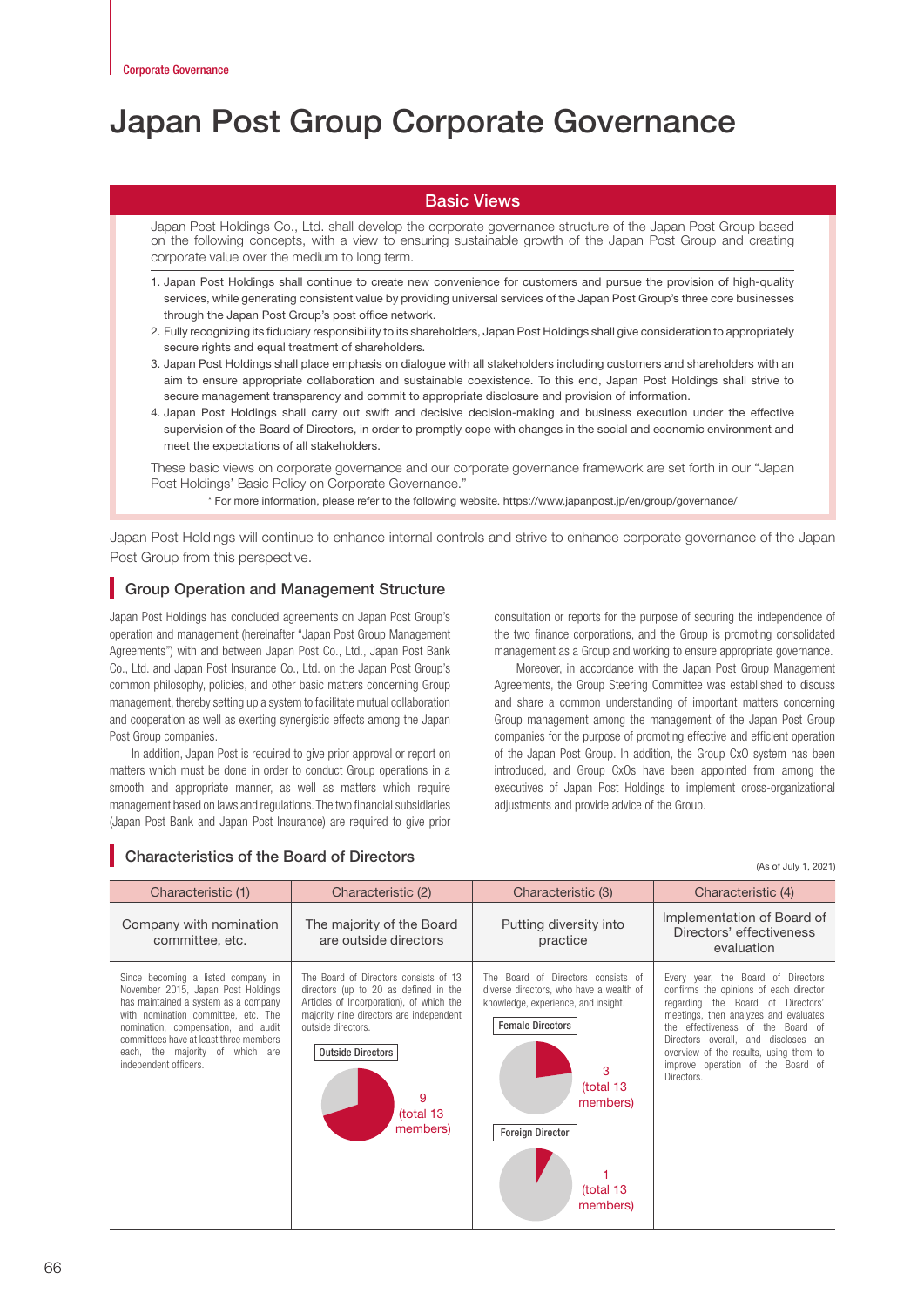Corporate Governance

# Japan Post Group Corporate Governance

## Basic Views

Japan Post Holdings Co., Ltd. shall develop the corporate governance structure of the Japan Post Group based on the following concepts, with a view to ensuring sustainable growth of the Japan Post Group and creating corporate value over the medium to long term.

1. Japan Post Holdings shall continue to create new convenience for customers and pursue the provision of high-quality services, while generating consistent value by providing universal services of the Japan Post Group's three core businesses through the Japan Post Group's post office network.
2. Fully recognizing its fiduciary responsibility to its shareholders, Japan Post Holdings shall give consideration to appropriately secure rights and equal treatment of shareholders.
3. Japan Post Holdings shall place emphasis on dialogue with all stakeholders including customers and shareholders with an aim to ensure appropriate collaboration and sustainable coexistence. To this end, Japan Post Holdings shall strive to secure management transparency and commit to appropriate disclosure and provision of information.
4. Japan Post Holdings shall carry out swift and decisive decision-making and business execution under the effective supervision of the Board of Directors, in order to promptly cope with changes in the social and economic environment and meet the expectations of all stakeholders.

These basic views on corporate governance and our corporate governance framework are set forth in our "Japan Post Holdings' Basic Policy on Corporate Governance."

* For more information, please refer to the following website. https://www.japanpost.jp/en/group/governance/

Japan Post Holdings will continue to enhance internal controls and strive to enhance corporate governance of the Japan Post Group from this perspective.

## Group Operation and Management Structure

Japan Post Holdings has concluded agreements on Japan Post Group's operation and management (hereinafter "Japan Post Group Management Agreements") with and between Japan Post Co., Ltd., Japan Post Bank Co., Ltd. and Japan Post Insurance Co., Ltd. on the Japan Post Group's common philosophy, policies, and other basic matters concerning Group management, thereby setting up a system to facilitate mutual collaboration and cooperation as well as exerting synergistic effects among the Japan Post Group companies.

In addition, Japan Post is required to give prior approval or report on matters which must be done in order to conduct Group operations in a smooth and appropriate manner, as well as matters which require management based on laws and regulations. The two financial subsidiaries (Japan Post Bank and Japan Post Insurance) are required to give prior consultation or reports for the purpose of securing the independence of the two finance corporations, and the Group is promoting consolidated management as a Group and working to ensure appropriate governance.

Moreover, in accordance with the Japan Post Group Management Agreements, the Group Steering Committee was established to discuss and share a common understanding of important matters concerning Group management among the management of the Japan Post Group companies for the purpose of promoting effective and efficient operation of the Japan Post Group. In addition, the Group CxO system has been introduced, and Group CxOs have been appointed from among the executives of Japan Post Holdings to implement cross-organizational adjustments and provide advice of the Group.

## Characteristics of the Board of Directors

(As of July 1, 2021)

| Characteristic (1) | Characteristic (2) | Characteristic (3) | Characteristic (4) |
|---|---|---|---|
| Company with nomination committee, etc. | The majority of the Board are outside directors | Putting diversity into practice | Implementation of Board of Directors' effectiveness evaluation |
| Since becoming a listed company in November 2015, Japan Post Holdings has maintained a system as a company with nomination committee, etc. The nomination, compensation, and audit committees have at least three members each, the majority of which are independent officers. | The Board of Directors consists of 13 directors (up to 20 as defined in the Articles of Incorporation), of which the majority nine directors are independent outside directors. Outside Directors: 9 (total 13 members) | The Board of Directors consists of diverse directors, who have a wealth of knowledge, experience, and insight. Female Directors: 3 (total 13 members) Foreign Director: 1 (total 13 members) | Every year, the Board of Directors confirms the opinions of each director regarding the Board of Directors' meetings, then analyzes and evaluates the effectiveness of the Board of Directors overall, and discloses an overview of the results, using them to improve operation of the Board of Directors. |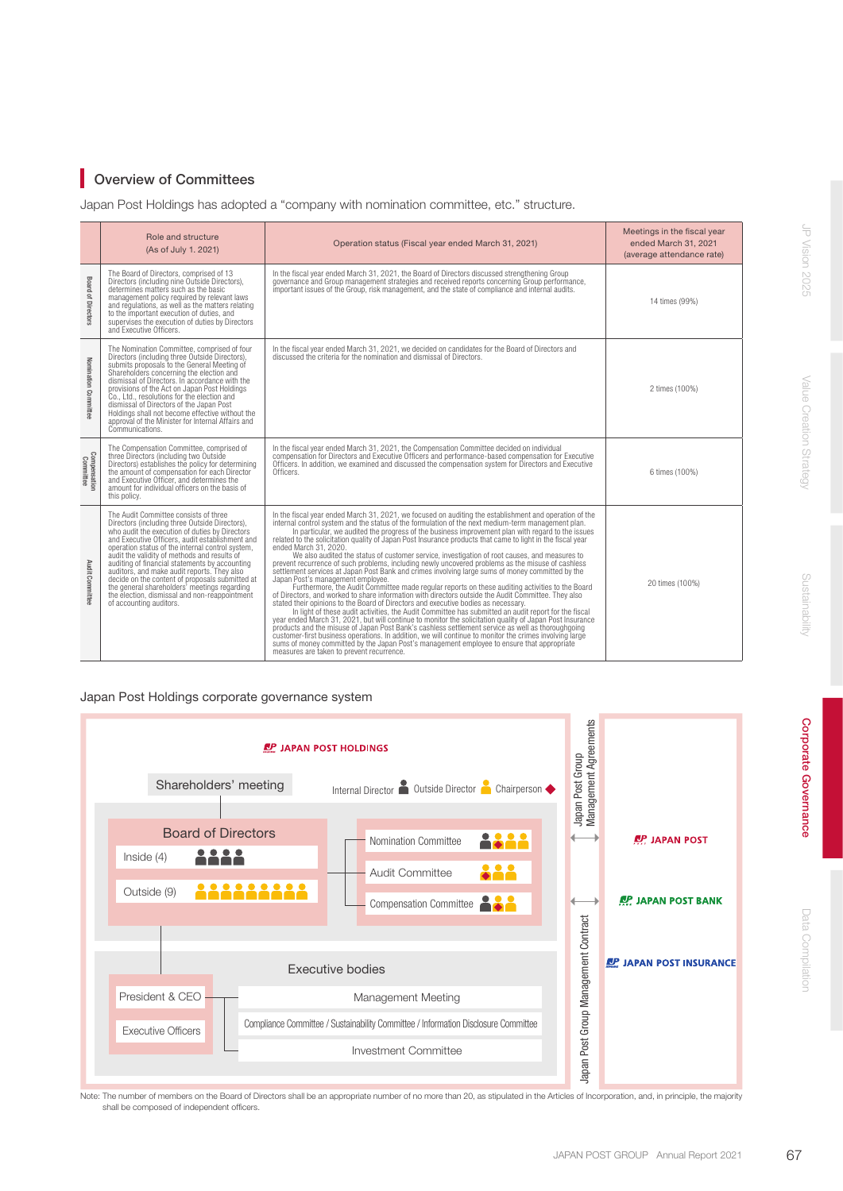## Overview of Committees

Japan Post Holdings has adopted a "company with nomination committee, etc." structure.

| | Role and structure (As of July 1, 2021) | Operation status (Fiscal year ended March 31, 2021) | Meetings in the fiscal year ended March 31, 2021 (average attendance rate) |
|---|---|---|---|
| Board of Directors | The Board of Directors, comprised of 13 Directors (including nine Outside Directors), determines matters such as the basic management policy required by relevant laws and regulations, as well as the matters relating to the important execution of duties, and supervises the execution of duties by Directors and Executive Officers. | In the fiscal year ended March 31, 2021, the Board of Directors discussed strengthening Group governance and Group management strategies and received reports concerning Group performance, important issues of the Group, risk management, and the state of compliance and internal audits. | 14 times (99%) |
| Nomination Committee | The Nomination Committee, comprised of four Directors (including three Outside Directors), submits proposals to the General Meeting of Shareholders concerning the election and dismissal of Directors. In accordance with the provisions of the Act on Japan Post Holdings Co., Ltd., resolutions for the election and dismissal of Directors of the Japan Post Holdings shall not become effective without the approval of the Minister for Internal Affairs and Communications. | In the fiscal year ended March 31, 2021, we decided on candidates for the Board of Directors and discussed the criteria for the nomination and dismissal of Directors. | 2 times (100%) |
| Compensation Committee | The Compensation Committee, comprised of three Directors (including two Outside Directors) establishes the policy for determining the amount of compensation for each Director and Executive Officer, and determines the amount for individual officers on the basis of this policy. | In the fiscal year ended March 31, 2021, the Compensation Committee decided on individual compensation for Directors and Executive Officers and performance-based compensation for Executive Officers. In addition, we examined and discussed the compensation system for Directors and Executive Officers. | 6 times (100%) |
| Audit Committee | The Audit Committee consists of three Directors (including three Outside Directors), who audit the execution of duties by Directors and Executive Officers, audit establishment and operation status of the internal control system, audit the validity of methods and results of auditing of financial statements by accounting auditors, and make audit reports. They also decide on the content of proposals submitted at the general shareholders' meetings regarding the election, dismissal and non-reappointment of accounting auditors. | In the fiscal year ended March 31, 2021, we focused on auditing the establishment and operation of the internal control system and the status of the formulation of the next medium-term management plan.<br>In particular, we audited the progress of the business improvement plan with regard to the issues related to the solicitation quality of Japan Post Insurance products that came to light in the fiscal year ended March 31, 2020.<br>We also audited the status of customer service, investigation of root causes, and measures to prevent recurrence of such problems, including newly uncovered problems as the misuse of cashless settlement services at Japan Post Bank and crimes involving large sums of money committed by the Japan Post's management employee.<br>Furthermore, the Audit Committee made regular reports on these auditing activities to the Board of Directors, and worked to share information with directors outside the Audit Committee. They also stated their opinions to the Board of Directors and executive bodies as necessary.<br>In light of these audit activities, the Audit Committee has submitted an audit report for the fiscal year ended March 31, 2021, but will continue to monitor the solicitation quality of Japan Post Insurance products and the misuse of Japan Post Bank's cashless settlement service as well as thoroughgoing customer-first business operations. In addition, we will continue to monitor the crimes involving large sums of money committed by the Japan Post's management employee to ensure that appropriate measures are taken to prevent recurrence. | 20 times (100%) |

### Japan Post Holdings corporate governance system

JAPAN POST HOLDINGS

Shareholders' meeting

Internal Director / Outside Director / Chairperson

**Board of Directors**
- Inside (4)
- Outside (9)

- Nomination Committee
- Audit Committee
- Compensation Committee

**Executive bodies**
- President & CEO
- Executive Officers
- Management Meeting
- Compliance Committee / Sustainability Committee / Information Disclosure Committee
- Investment Committee

Japan Post Group Management Agreements

Japan Post Group Management Contract

- JAPAN POST
- JAPAN POST BANK
- JAPAN POST INSURANCE

Note: The number of members on the Board of Directors shall be an appropriate number of no more than 20, as stipulated in the Articles of Incorporation, and, in principle, the majority shall be composed of independent officers.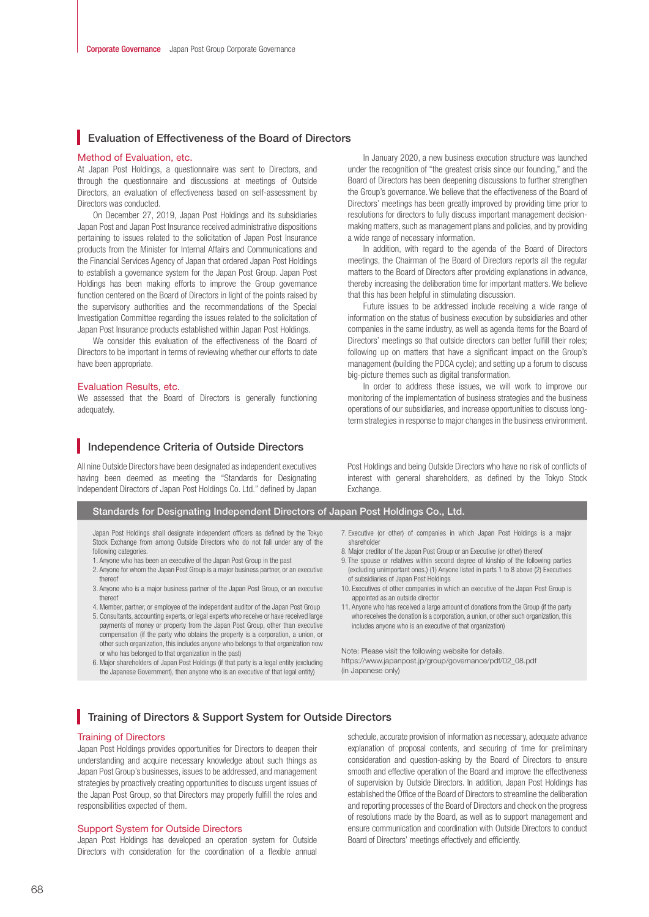## Evaluation of Effectiveness of the Board of Directors

### Method of Evaluation, etc.

At Japan Post Holdings, a questionnaire was sent to Directors, and through the questionnaire and discussions at meetings of Outside Directors, an evaluation of effectiveness based on self-assessment by Directors was conducted.

On December 27, 2019, Japan Post Holdings and its subsidiaries Japan Post and Japan Post Insurance received administrative dispositions pertaining to issues related to the solicitation of Japan Post Insurance products from the Minister for Internal Affairs and Communications and the Financial Services Agency of Japan that ordered Japan Post Holdings to establish a governance system for the Japan Post Group. Japan Post Holdings has been making efforts to improve the Group governance function centered on the Board of Directors in light of the points raised by the supervisory authorities and the recommendations of the Special Investigation Committee regarding the issues related to the solicitation of Japan Post Insurance products established within Japan Post Holdings.

We consider this evaluation of the effectiveness of the Board of Directors to be important in terms of reviewing whether our efforts to date have been appropriate.

### Evaluation Results, etc.

We assessed that the Board of Directors is generally functioning adequately.

In January 2020, a new business execution structure was launched under the recognition of "the greatest crisis since our founding," and the Board of Directors has been deepening discussions to further strengthen the Group's governance. We believe that the effectiveness of the Board of Directors' meetings has been greatly improved by providing time prior to resolutions for directors to fully discuss important management decision-making matters, such as management plans and policies, and by providing a wide range of necessary information.

In addition, with regard to the agenda of the Board of Directors meetings, the Chairman of the Board of Directors reports all the regular matters to the Board of Directors after providing explanations in advance, thereby increasing the deliberation time for important matters. We believe that this has been helpful in stimulating discussion.

Future issues to be addressed include receiving a wide range of information on the status of business execution by subsidiaries and other companies in the same industry, as well as agenda items for the Board of Directors' meetings so that outside directors can better fulfill their roles; following up on matters that have a significant impact on the Group's management (building the PDCA cycle); and setting up a forum to discuss big-picture themes such as digital transformation.

In order to address these issues, we will work to improve our monitoring of the implementation of business strategies and the business operations of our subsidiaries, and increase opportunities to discuss long-term strategies in response to major changes in the business environment.

## Independence Criteria of Outside Directors

All nine Outside Directors have been designated as independent executives having been deemed as meeting the "Standards for Designating Independent Directors of Japan Post Holdings Co. Ltd." defined by Japan Post Holdings and being Outside Directors who have no risk of conflicts of interest with general shareholders, as defined by the Tokyo Stock Exchange.

### Standards for Designating Independent Directors of Japan Post Holdings Co., Ltd.

Japan Post Holdings shall designate independent officers as defined by the Tokyo Stock Exchange from among Outside Directors who do not fall under any of the following categories.

1. Anyone who has been an executive of the Japan Post Group in the past
2. Anyone for whom the Japan Post Group is a major business partner, or an executive thereof
3. Anyone who is a major business partner of the Japan Post Group, or an executive thereof
4. Member, partner, or employee of the independent auditor of the Japan Post Group
5. Consultants, accounting experts, or legal experts who receive or have received large payments of money or property from the Japan Post Group, other than executive compensation (If the party who obtains the property is a corporation, a union, or other such organization, this includes anyone who belongs to that organization now or who has belonged to that organization in the past)
6. Major shareholders of Japan Post Holdings (if that party is a legal entity (excluding the Japanese Government), then anyone who is an executive of that legal entity)
7. Executive (or other) of companies in which Japan Post Holdings is a major shareholder
8. Major creditor of the Japan Post Group or an Executive (or other) thereof
9. The spouse or relatives within second degree of kinship of the following parties (excluding unimportant ones.) (1) Anyone listed in parts 1 to 8 above (2) Executives of subsidiaries of Japan Post Holdings
10. Executives of other companies in which an executive of the Japan Post Group is appointed as an outside director
11. Anyone who has received a large amount of donations from the Group (if the party who receives the donation is a corporation, a union, or other such organization, this includes anyone who is an executive of that organization)

Note: Please visit the following website for details.
https://www.japanpost.jp/group/governance/pdf/02_08.pdf
(in Japanese only)

## Training of Directors & Support System for Outside Directors

### Training of Directors

Japan Post Holdings provides opportunities for Directors to deepen their understanding and acquire necessary knowledge about such things as Japan Post Group's businesses, issues to be addressed, and management strategies by proactively creating opportunities to discuss urgent issues of the Japan Post Group, so that Directors may properly fulfill the roles and responsibilities expected of them.

### Support System for Outside Directors

Japan Post Holdings has developed an operation system for Outside Directors with consideration for the coordination of a flexible annual schedule, accurate provision of information as necessary, adequate advance explanation of proposal contents, and securing of time for preliminary consideration and question-asking by the Board of Directors to ensure smooth and effective operation of the Board and improve the effectiveness of supervision by Outside Directors. In addition, Japan Post Holdings has established the Office of the Board of Directors to streamline the deliberation and reporting processes of the Board of Directors and check on the progress of resolutions made by the Board, as well as to support management and ensure communication and coordination with Outside Directors to conduct Board of Directors' meetings effectively and efficiently.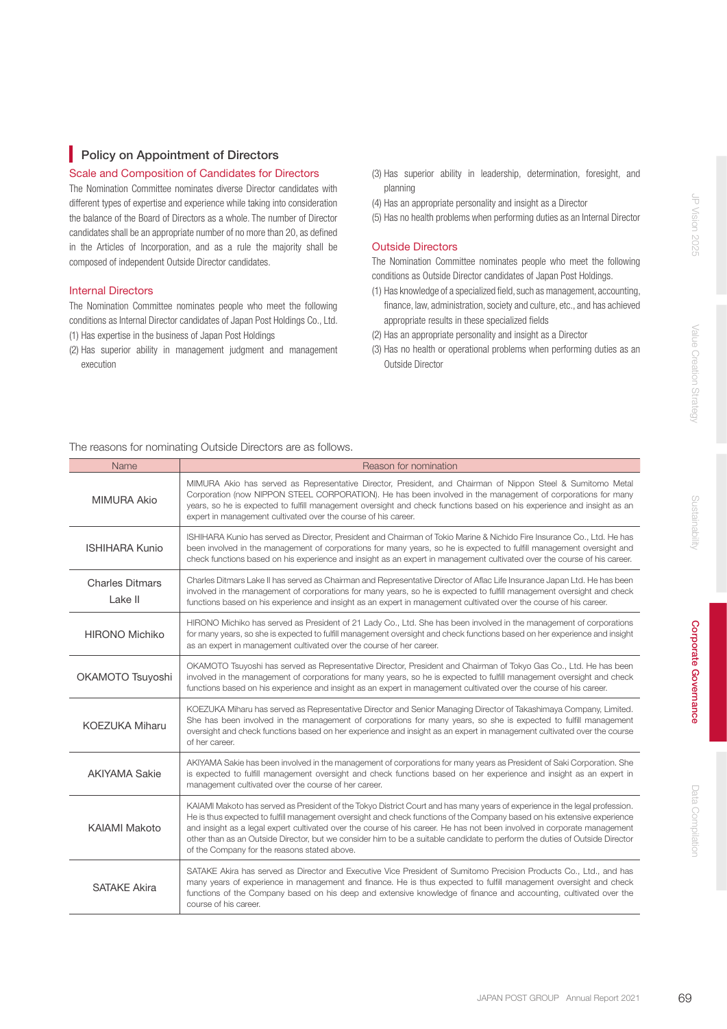## Policy on Appointment of Directors

### Scale and Composition of Candidates for Directors

The Nomination Committee nominates diverse Director candidates with different types of expertise and experience while taking into consideration the balance of the Board of Directors as a whole. The number of Director candidates shall be an appropriate number of no more than 20, as defined in the Articles of Incorporation, and as a rule the majority shall be composed of independent Outside Director candidates.

### Internal Directors

The Nomination Committee nominates people who meet the following conditions as Internal Director candidates of Japan Post Holdings Co., Ltd.

(1) Has expertise in the business of Japan Post Holdings
(2) Has superior ability in management judgment and management execution
(3) Has superior ability in leadership, determination, foresight, and planning
(4) Has an appropriate personality and insight as a Director
(5) Has no health problems when performing duties as an Internal Director

### Outside Directors

The Nomination Committee nominates people who meet the following conditions as Outside Director candidates of Japan Post Holdings.

(1) Has knowledge of a specialized field, such as management, accounting, finance, law, administration, society and culture, etc., and has achieved appropriate results in these specialized fields
(2) Has an appropriate personality and insight as a Director
(3) Has no health or operational problems when performing duties as an Outside Director

The reasons for nominating Outside Directors are as follows.

| Name | Reason for nomination |
|---|---|
| MIMURA Akio | MIMURA Akio has served as Representative Director, President, and Chairman of Nippon Steel & Sumitomo Metal Corporation (now NIPPON STEEL CORPORATION). He has been involved in the management of corporations for many years, so he is expected to fulfill management oversight and check functions based on his experience and insight as an expert in management cultivated over the course of his career. |
| ISHIHARA Kunio | ISHIHARA Kunio has served as Director, President and Chairman of Tokio Marine & Nichido Fire Insurance Co., Ltd. He has been involved in the management of corporations for many years, so he is expected to fulfill management oversight and check functions based on his experience and insight as an expert in management cultivated over the course of his career. |
| Charles Ditmars Lake II | Charles Ditmars Lake II has served as Chairman and Representative Director of Aflac Life Insurance Japan Ltd. He has been involved in the management of corporations for many years, so he is expected to fulfill management oversight and check functions based on his experience and insight as an expert in management cultivated over the course of his career. |
| HIRONO Michiko | HIRONO Michiko has served as President of 21 Lady Co., Ltd. She has been involved in the management of corporations for many years, so she is expected to fulfill management oversight and check functions based on her experience and insight as an expert in management cultivated over the course of her career. |
| OKAMOTO Tsuyoshi | OKAMOTO Tsuyoshi has served as Representative Director, President and Chairman of Tokyo Gas Co., Ltd. He has been involved in the management of corporations for many years, so he is expected to fulfill management oversight and check functions based on his experience and insight as an expert in management cultivated over the course of his career. |
| KOEZUKA Miharu | KOEZUKA Miharu has served as Representative Director and Senior Managing Director of Takashimaya Company, Limited. She has been involved in the management of corporations for many years, so she is expected to fulfill management oversight and check functions based on her experience and insight as an expert in management cultivated over the course of her career. |
| AKIYAMA Sakie | AKIYAMA Sakie has been involved in the management of corporations for many years as President of Saki Corporation. She is expected to fulfill management oversight and check functions based on her experience and insight as an expert in management cultivated over the course of her career. |
| KAIAMI Makoto | KAIAMI Makoto has served as President of the Tokyo District Court and has many years of experience in the legal profession. He is thus expected to fulfill management oversight and check functions of the Company based on his extensive experience and insight as a legal expert cultivated over the course of his career. He has not been involved in corporate management other than as an Outside Director, but we consider him to be a suitable candidate to perform the duties of Outside Director of the Company for the reasons stated above. |
| SATAKE Akira | SATAKE Akira has served as Director and Executive Vice President of Sumitomo Precision Products Co., Ltd., and has many years of experience in management and finance. He is thus expected to fulfill management oversight and check functions of the Company based on his deep and extensive knowledge of finance and accounting, cultivated over the course of his career. |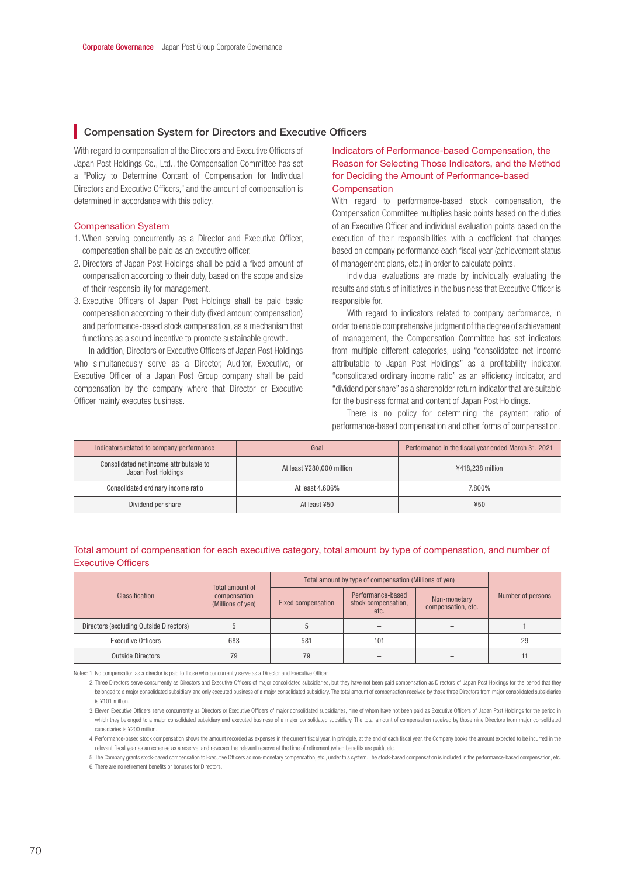## Compensation System for Directors and Executive Officers

With regard to compensation of the Directors and Executive Officers of Japan Post Holdings Co., Ltd., the Compensation Committee has set a "Policy to Determine Content of Compensation for Individual Directors and Executive Officers," and the amount of compensation is determined in accordance with this policy.

### Compensation System

1. When serving concurrently as a Director and Executive Officer, compensation shall be paid as an executive officer.
2. Directors of Japan Post Holdings shall be paid a fixed amount of compensation according to their duty, based on the scope and size of their responsibility for management.
3. Executive Officers of Japan Post Holdings shall be paid basic compensation according to their duty (fixed amount compensation) and performance-based stock compensation, as a mechanism that functions as a sound incentive to promote sustainable growth.

In addition, Directors or Executive Officers of Japan Post Holdings who simultaneously serve as a Director, Auditor, Executive, or Executive Officer of a Japan Post Group company shall be paid compensation by the company where that Director or Executive Officer mainly executes business.

### Indicators of Performance-based Compensation, the Reason for Selecting Those Indicators, and the Method for Deciding the Amount of Performance-based Compensation

With regard to performance-based stock compensation, the Compensation Committee multiplies basic points based on the duties of an Executive Officer and individual evaluation points based on the execution of their responsibilities with a coefficient that changes based on company performance each fiscal year (achievement status of management plans, etc.) in order to calculate points.

Individual evaluations are made by individually evaluating the results and status of initiatives in the business that Executive Officer is responsible for.

With regard to indicators related to company performance, in order to enable comprehensive judgment of the degree of achievement of management, the Compensation Committee has set indicators from multiple different categories, using "consolidated net income attributable to Japan Post Holdings" as a profitability indicator, "consolidated ordinary income ratio" as an efficiency indicator, and "dividend per share" as a shareholder return indicator that are suitable for the business format and content of Japan Post Holdings.

There is no policy for determining the payment ratio of performance-based compensation and other forms of compensation.

| Indicators related to company performance | Goal | Performance in the fiscal year ended March 31, 2021 |
|---|---|---|
| Consolidated net income attributable to Japan Post Holdings | At least ¥280,000 million | ¥418,238 million |
| Consolidated ordinary income ratio | At least 4.606% | 7.800% |
| Dividend per share | At least ¥50 | ¥50 |

### Total amount of compensation for each executive category, total amount by type of compensation, and number of Executive Officers

| Classification | Total amount of compensation (Millions of yen) | Total amount by type of compensation (Millions of yen) | | | Number of persons |
|---|---|---|---|---|---|
| | | Fixed compensation | Performance-based stock compensation, etc. | Non-monetary compensation, etc. | |
| Directors (excluding Outside Directors) | 5 | 5 | – | – | 1 |
| Executive Officers | 683 | 581 | 101 | – | 29 |
| Outside Directors | 79 | 79 | – | – | 11 |

Notes: 1. No compensation as a director is paid to those who concurrently serve as a Director and Executive Officer.
2. Three Directors serve concurrently as Directors and Executive Officers of major consolidated subsidiaries, but they have not been paid compensation as Directors of Japan Post Holdings for the period that they belonged to a major consolidated subsidiary and only executed business of a major consolidated subsidiary. The total amount of compensation received by those three Directors from major consolidated subsidiaries is ¥101 million.
3. Eleven Executive Officers serve concurrently as Directors or Executive Officers of major consolidated subsidiaries, nine of whom have not been paid as Executive Officers of Japan Post Holdings for the period in which they belonged to a major consolidated subsidiary and executed business of a major consolidated subsidiary. The total amount of compensation received by those nine Directors from major consolidated subsidiaries is ¥200 million.
4. Performance-based stock compensation shows the amount recorded as expenses in the current fiscal year. In principle, at the end of each fiscal year, the Company books the amount expected to be incurred in the relevant fiscal year as an expense as a reserve, and reverses the relevant reserve at the time of retirement (when benefits are paid), etc.
5. The Company grants stock-based compensation to Executive Officers as non-monetary compensation, etc., under this system. The stock-based compensation is included in the performance-based compensation, etc.
6. There are no retirement benefits or bonuses for Directors.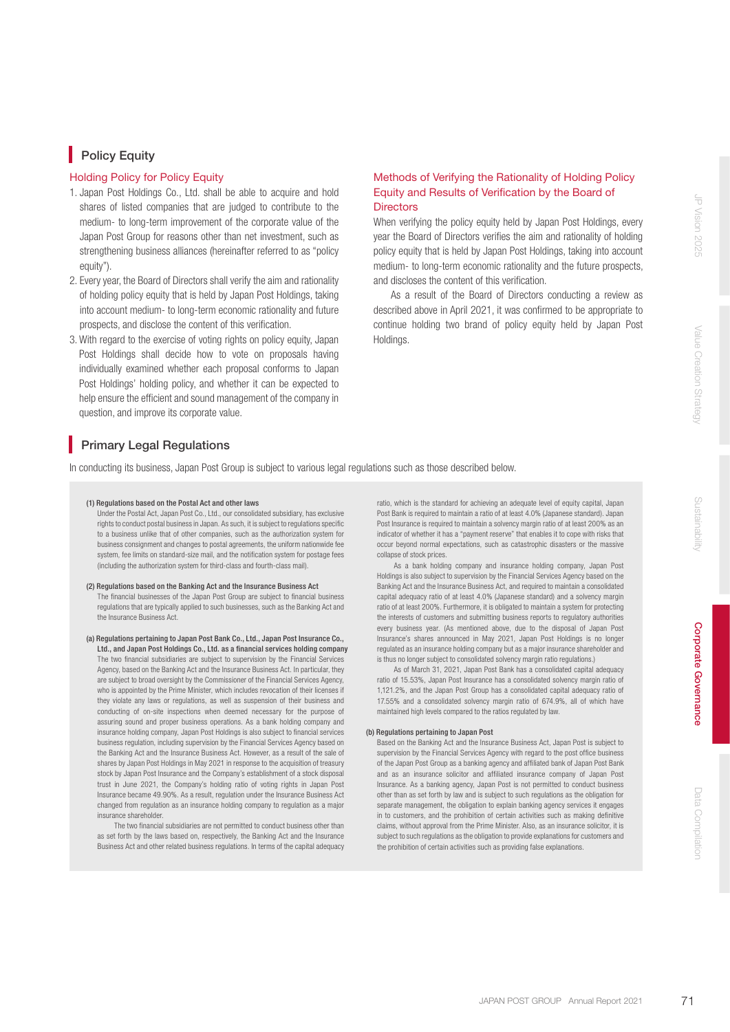## Policy Equity

### Holding Policy for Policy Equity

1. Japan Post Holdings Co., Ltd. shall be able to acquire and hold shares of listed companies that are judged to contribute to the medium- to long-term improvement of the corporate value of the Japan Post Group for reasons other than net investment, such as strengthening business alliances (hereinafter referred to as "policy equity").
2. Every year, the Board of Directors shall verify the aim and rationality of holding policy equity that is held by Japan Post Holdings, taking into account medium- to long-term economic rationality and future prospects, and disclose the content of this verification.
3. With regard to the exercise of voting rights on policy equity, Japan Post Holdings shall decide how to vote on proposals having individually examined whether each proposal conforms to Japan Post Holdings' holding policy, and whether it can be expected to help ensure the efficient and sound management of the company in question, and improve its corporate value.

### Methods of Verifying the Rationality of Holding Policy Equity and Results of Verification by the Board of Directors

When verifying the policy equity held by Japan Post Holdings, every year the Board of Directors verifies the aim and rationality of holding policy equity that is held by Japan Post Holdings, taking into account medium- to long-term economic rationality and the future prospects, and discloses the content of this verification.

As a result of the Board of Directors conducting a review as described above in April 2021, it was confirmed to be appropriate to continue holding two brand of policy equity held by Japan Post Holdings.

## Primary Legal Regulations

In conducting its business, Japan Post Group is subject to various legal regulations such as those described below.

**(1) Regulations based on the Postal Act and other laws**

Under the Postal Act, Japan Post Co., Ltd., our consolidated subsidiary, has exclusive rights to conduct postal business in Japan. As such, it is subject to regulations specific to a business unlike that of other companies, such as the authorization system for business consignment and changes to postal agreements, the uniform nationwide fee system, fee limits on standard-size mail, and the notification system for postage fees (including the authorization system for third-class and fourth-class mail).

**(2) Regulations based on the Banking Act and the Insurance Business Act**

The financial businesses of the Japan Post Group are subject to financial business regulations that are typically applied to such businesses, such as the Banking Act and the Insurance Business Act.

**(a) Regulations pertaining to Japan Post Bank Co., Ltd., Japan Post Insurance Co., Ltd., and Japan Post Holdings Co., Ltd. as a financial services holding company**

The two financial subsidiaries are subject to supervision by the Financial Services Agency, based on the Banking Act and the Insurance Business Act. In particular, they are subject to broad oversight by the Commissioner of the Financial Services Agency, who is appointed by the Prime Minister, which includes revocation of their licenses if they violate any laws or regulations, as well as suspension of their business and conducting of on-site inspections when deemed necessary for the purpose of assuring sound and proper business operations. As a bank holding company and insurance holding company, Japan Post Holdings is also subject to financial services business regulation, including supervision by the Financial Services Agency based on the Banking Act and the Insurance Business Act. However, as a result of the sale of shares by Japan Post Holdings in May 2021 in response to the acquisition of treasury stock by Japan Post Insurance and the Company's establishment of a stock disposal trust in June 2021, the Company's holding ratio of voting rights in Japan Post Insurance became 49.90%. As a result, regulation under the Insurance Business Act changed from regulation as an insurance holding company to regulation as a major insurance shareholder.

The two financial subsidiaries are not permitted to conduct business other than as set forth by the laws based on, respectively, the Banking Act and the Insurance Business Act and other related business regulations. In terms of the capital adequacy ratio, which is the standard for achieving an adequate level of equity capital, Japan Post Bank is required to maintain a ratio of at least 4.0% (Japanese standard). Japan Post Insurance is required to maintain a solvency margin ratio of at least 200% as an indicator of whether it has a "payment reserve" that enables it to cope with risks that occur beyond normal expectations, such as catastrophic disasters or the massive collapse of stock prices.

As a bank holding company and insurance holding company, Japan Post Holdings is also subject to supervision by the Financial Services Agency based on the Banking Act and the Insurance Business Act, and required to maintain a consolidated capital adequacy ratio of at least 4.0% (Japanese standard) and a solvency margin ratio of at least 200%. Furthermore, it is obligated to maintain a system for protecting the interests of customers and submitting business reports to regulatory authorities every business year. (As mentioned above, due to the disposal of Japan Post Insurance's shares announced in May 2021, Japan Post Holdings is no longer regulated as an insurance holding company but as a major insurance shareholder and is thus no longer subject to consolidated solvency margin ratio regulations.)

As of March 31, 2021, Japan Post Bank has a consolidated capital adequacy ratio of 15.53%, Japan Post Insurance has a consolidated solvency margin ratio of 1,121.2%, and the Japan Post Group has a consolidated capital adequacy ratio of 17.55% and a consolidated solvency margin ratio of 674.9%, all of which have maintained high levels compared to the ratios regulated by law.

**(b) Regulations pertaining to Japan Post**

Based on the Banking Act and the Insurance Business Act, Japan Post is subject to supervision by the Financial Services Agency with regard to the post office business of the Japan Post Group as a banking agency and affiliated bank of Japan Post Bank and as an insurance solicitor and affiliated insurance company of Japan Post Insurance. As a banking agency, Japan Post is not permitted to conduct business other than as set forth by law and is subject to such regulations as the obligation for separate management, the obligation to explain banking agency services it engages in to customers, and the prohibition of certain activities such as making definitive claims, without approval from the Prime Minister. Also, as an insurance solicitor, it is subject to such regulations as the obligation to provide explanations for customers and the prohibition of certain activities such as providing false explanations.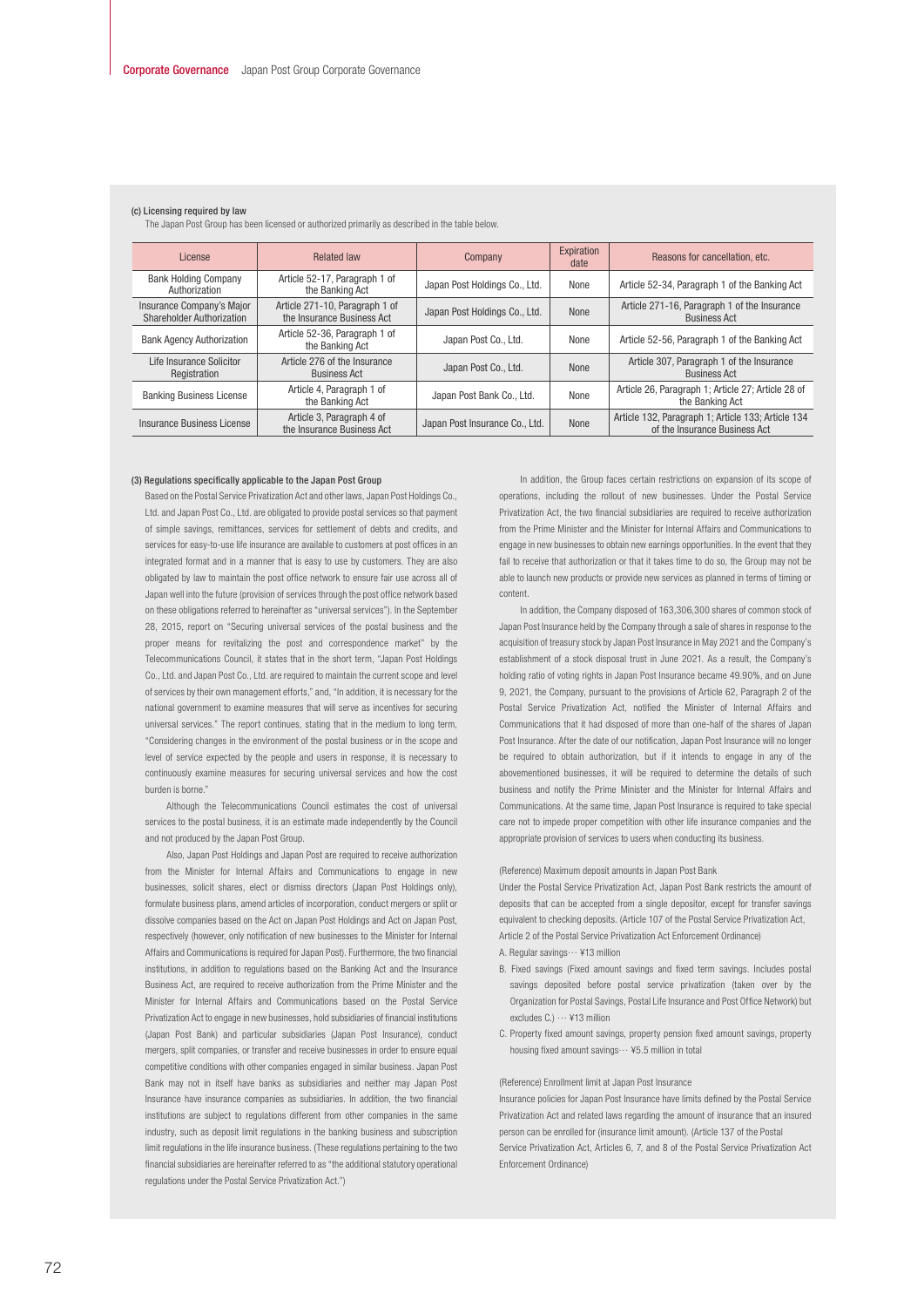#### (c) Licensing required by law

The Japan Post Group has been licensed or authorized primarily as described in the table below.

| License | Related law | Company | Expiration date | Reasons for cancellation, etc. |
|---|---|---|---|---|
| Bank Holding Company Authorization | Article 52-17, Paragraph 1 of the Banking Act | Japan Post Holdings Co., Ltd. | None | Article 52-34, Paragraph 1 of the Banking Act |
| Insurance Company's Major Shareholder Authorization | Article 271-10, Paragraph 1 of the Insurance Business Act | Japan Post Holdings Co., Ltd. | None | Article 271-16, Paragraph 1 of the Insurance Business Act |
| Bank Agency Authorization | Article 52-36, Paragraph 1 of the Banking Act | Japan Post Co., Ltd. | None | Article 52-56, Paragraph 1 of the Banking Act |
| Life Insurance Solicitor Registration | Article 276 of the Insurance Business Act | Japan Post Co., Ltd. | None | Article 307, Paragraph 1 of the Insurance Business Act |
| Banking Business License | Article 4, Paragraph 1 of the Banking Act | Japan Post Bank Co., Ltd. | None | Article 26, Paragraph 1; Article 27; Article 28 of the Banking Act |
| Insurance Business License | Article 3, Paragraph 4 of the Insurance Business Act | Japan Post Insurance Co., Ltd. | None | Article 132, Paragraph 1; Article 133; Article 134 of the Insurance Business Act |

#### (3) Regulations specifically applicable to the Japan Post Group

Based on the Postal Service Privatization Act and other laws, Japan Post Holdings Co., Ltd. and Japan Post Co., Ltd. are obligated to provide postal services so that payment of simple savings, remittances, services for settlement of debts and credits, and services for easy-to-use life insurance are available to customers at post offices in an integrated format and in a manner that is easy to use by customers. They are also obligated by law to maintain the post office network to ensure fair use across all of Japan well into the future (provision of services through the post office network based on these obligations referred to hereinafter as "universal services"). In the September 28, 2015, report on "Securing universal services of the postal business and the proper means for revitalizing the post and correspondence market" by the Telecommunications Council, it states that in the short term, "Japan Post Holdings Co., Ltd. and Japan Post Co., Ltd. are required to maintain the current scope and level of services by their own management efforts," and, "In addition, it is necessary for the national government to examine measures that will serve as incentives for securing universal services." The report continues, stating that in the medium to long term, "Considering changes in the environment of the postal business or in the scope and level of service expected by the people and users in response, it is necessary to continuously examine measures for securing universal services and how the cost burden is borne."

Although the Telecommunications Council estimates the cost of universal services to the postal business, it is an estimate made independently by the Council and not produced by the Japan Post Group.

Also, Japan Post Holdings and Japan Post are required to receive authorization from the Minister for Internal Affairs and Communications to engage in new businesses, solicit shares, elect or dismiss directors (Japan Post Holdings only), formulate business plans, amend articles of incorporation, conduct mergers or split or dissolve companies based on the Act on Japan Post Holdings and Act on Japan Post, respectively (however, only notification of new businesses to the Minister for Internal Affairs and Communications is required for Japan Post). Furthermore, the two financial institutions, in addition to regulations based on the Banking Act and the Insurance Business Act, are required to receive authorization from the Prime Minister and the Minister for Internal Affairs and Communications based on the Postal Service Privatization Act to engage in new businesses, hold subsidiaries of financial institutions (Japan Post Bank) and particular subsidiaries (Japan Post Insurance), conduct mergers, split companies, or transfer and receive businesses in order to ensure equal competitive conditions with other companies engaged in similar business. Japan Post Bank may not in itself have banks as subsidiaries and neither may Japan Post Insurance have insurance companies as subsidiaries. In addition, the two financial institutions are subject to regulations different from other companies in the same industry, such as deposit limit regulations in the banking business and subscription limit regulations in the life insurance business. (These regulations pertaining to the two financial subsidiaries are hereinafter referred to as "the additional statutory operational regulations under the Postal Service Privatization Act.")

In addition, the Group faces certain restrictions on expansion of its scope of operations, including the rollout of new businesses. Under the Postal Service Privatization Act, the two financial subsidiaries are required to receive authorization from the Prime Minister and the Minister for Internal Affairs and Communications to engage in new businesses to obtain new earnings opportunities. In the event that they fail to receive that authorization or that it takes time to do so, the Group may not be able to launch new products or provide new services as planned in terms of timing or content.

In addition, the Company disposed of 163,306,300 shares of common stock of Japan Post Insurance held by the Company through a sale of shares in response to the acquisition of treasury stock by Japan Post Insurance in May 2021 and the Company's establishment of a stock disposal trust in June 2021. As a result, the Company's holding ratio of voting rights in Japan Post Insurance became 49.90%, and on June 9, 2021, the Company, pursuant to the provisions of Article 62, Paragraph 2 of the Postal Service Privatization Act, notified the Minister of Internal Affairs and Communications that it had disposed of more than one-half of the shares of Japan Post Insurance. After the date of our notification, Japan Post Insurance will no longer be required to obtain authorization, but if it intends to engage in any of the abovementioned businesses, it will be required to determine the details of such business and notify the Prime Minister and the Minister for Internal Affairs and Communications. At the same time, Japan Post Insurance is required to take special care not to impede proper competition with other life insurance companies and the appropriate provision of services to users when conducting its business.

(Reference) Maximum deposit amounts in Japan Post Bank

Under the Postal Service Privatization Act, Japan Post Bank restricts the amount of deposits that can be accepted from a single depositor, except for transfer savings equivalent to checking deposits. (Article 107 of the Postal Service Privatization Act, Article 2 of the Postal Service Privatization Act Enforcement Ordinance)

A. Regular savings··· ¥13 million

B. Fixed savings (Fixed amount savings and fixed term savings. Includes postal savings deposited before postal service privatization (taken over by the Organization for Postal Savings, Postal Life Insurance and Post Office Network) but excludes C.) ··· ¥13 million

C. Property fixed amount savings, property pension fixed amount savings, property housing fixed amount savings··· ¥5.5 million in total

(Reference) Enrollment limit at Japan Post Insurance

Insurance policies for Japan Post Insurance have limits defined by the Postal Service Privatization Act and related laws regarding the amount of insurance that an insured person can be enrolled for (insurance limit amount). (Article 137 of the Postal Service Privatization Act, Articles 6, 7, and 8 of the Postal Service Privatization Act Enforcement Ordinance)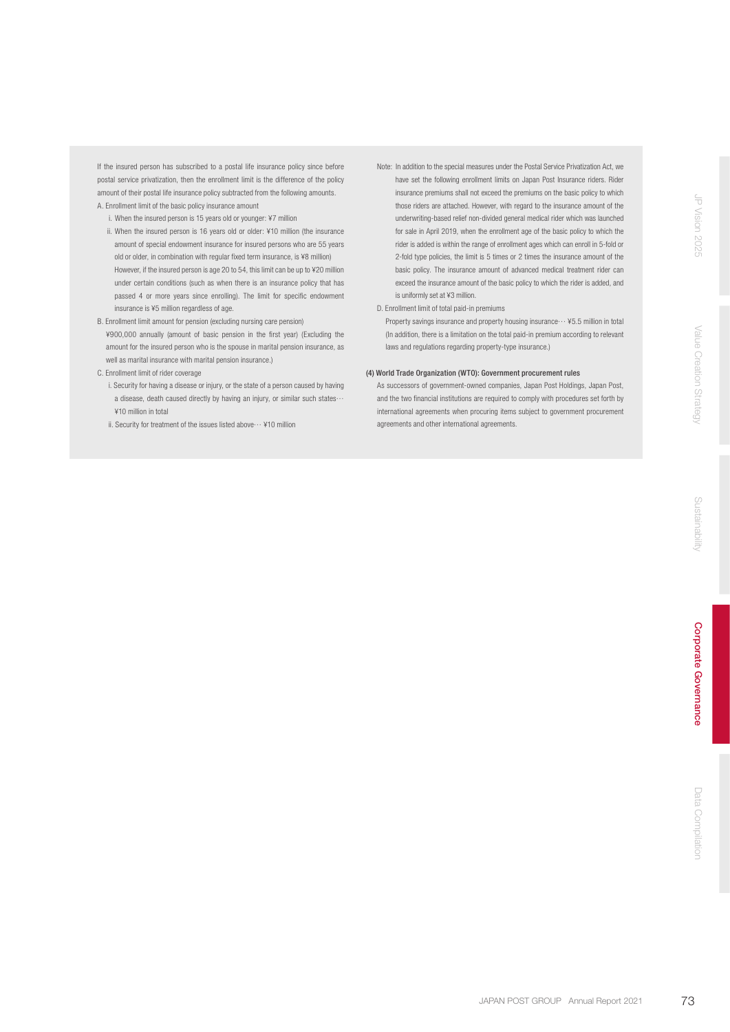If the insured person has subscribed to a postal life insurance policy since before postal service privatization, then the enrollment limit is the difference of the policy amount of their postal life insurance policy subtracted from the following amounts.

A. Enrollment limit of the basic policy insurance amount

i. When the insured person is 15 years old or younger: ¥7 million

ii. When the insured person is 16 years old or older: ¥10 million (the insurance amount of special endowment insurance for insured persons who are 55 years old or older, in combination with regular fixed term insurance, is ¥8 million) However, if the insured person is age 20 to 54, this limit can be up to ¥20 million under certain conditions (such as when there is an insurance policy that has passed 4 or more years since enrolling). The limit for specific endowment insurance is ¥5 million regardless of age.

B. Enrollment limit amount for pension (excluding nursing care pension)

¥900,000 annually (amount of basic pension in the first year) (Excluding the amount for the insured person who is the spouse in marital pension insurance, as well as marital insurance with marital pension insurance.)

C. Enrollment limit of rider coverage

i. Security for having a disease or injury, or the state of a person caused by having a disease, death caused directly by having an injury, or similar such states··· ¥10 million in total

ii. Security for treatment of the issues listed above··· ¥10 million

Note: In addition to the special measures under the Postal Service Privatization Act, we have set the following enrollment limits on Japan Post Insurance riders. Rider insurance premiums shall not exceed the premiums on the basic policy to which those riders are attached. However, with regard to the insurance amount of the underwriting-based relief non-divided general medical rider which was launched for sale in April 2019, when the enrollment age of the basic policy to which the rider is added is within the range of enrollment ages which can enroll in 5-fold or 2-fold type policies, the limit is 5 times or 2 times the insurance amount of the basic policy. The insurance amount of advanced medical treatment rider can exceed the insurance amount of the basic policy to which the rider is added, and is uniformly set at ¥3 million.

D. Enrollment limit of total paid-in premiums

Property savings insurance and property housing insurance··· ¥5.5 million in total (In addition, there is a limitation on the total paid-in premium according to relevant laws and regulations regarding property-type insurance.)

#### (4) World Trade Organization (WTO): Government procurement rules

As successors of government-owned companies, Japan Post Holdings, Japan Post, and the two financial institutions are required to comply with procedures set forth by international agreements when procuring items subject to government procurement agreements and other international agreements.